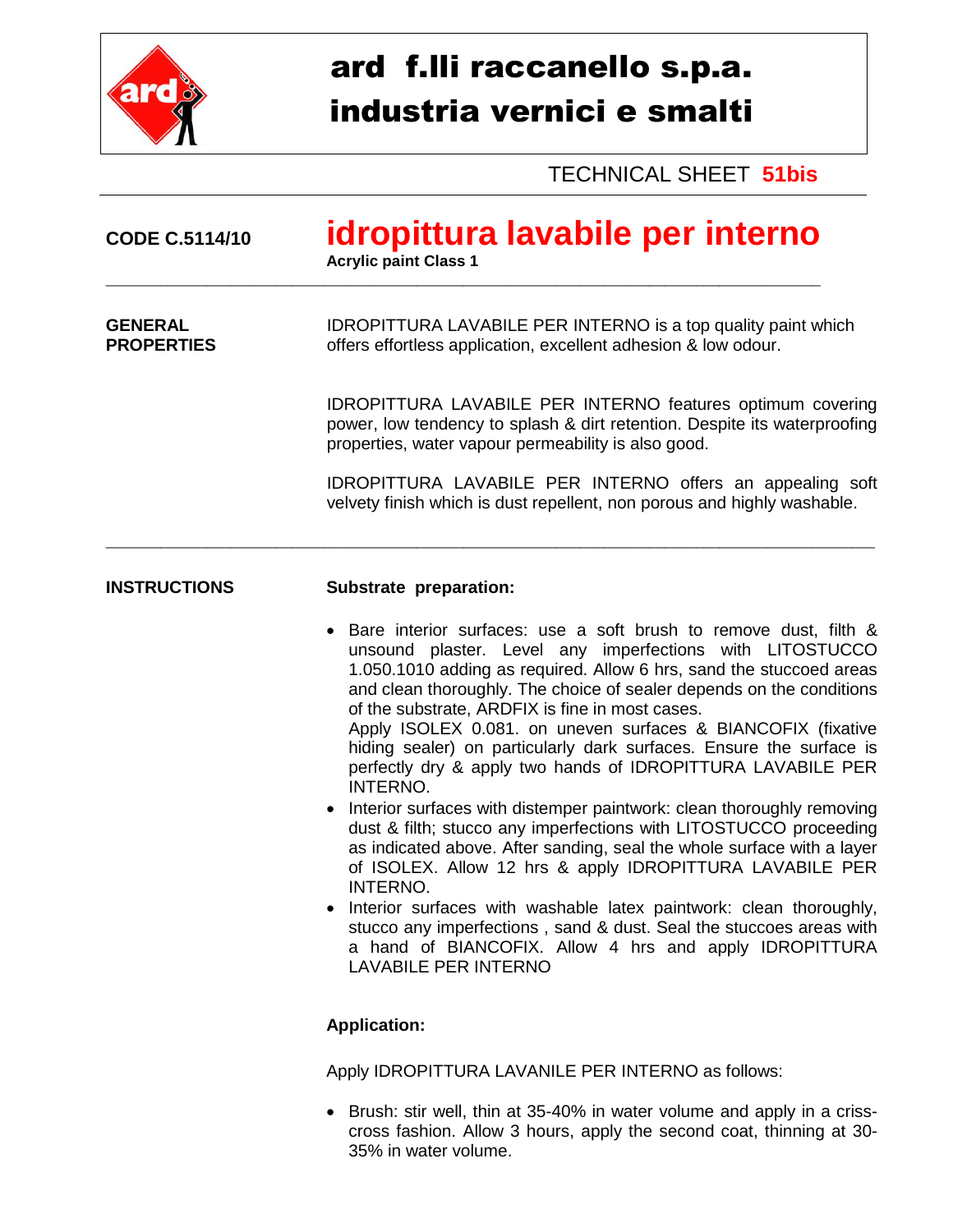# ard f.lli raccanello s.p.a.
# industria vernici e smalti

TECHNICAL SHEET **51bis**

**CODE C.5114/10**

## idropittura lavabile per interno

**Acrylic paint Class 1**

---

**GENERAL PROPERTIES**

IDROPITTURA LAVABILE PER INTERNO is a top quality paint which offers effortless application, excellent adhesion & low odour.

IDROPITTURA LAVABILE PER INTERNO features optimum covering power, low tendency to splash & dirt retention. Despite its waterproofing properties, water vapour permeability is also good.

IDROPITTURA LAVABILE PER INTERNO offers an appealing soft velvety finish which is dust repellent, non porous and highly washable.

---

**INSTRUCTIONS**

**Substrate preparation:**

- Bare interior surfaces: use a soft brush to remove dust, filth & unsound plaster. Level any imperfections with LITOSTUCCO 1.050.1010 adding as required. Allow 6 hrs, sand the stuccoed areas and clean thoroughly. The choice of sealer depends on the conditions of the substrate, ARDFIX is fine in most cases.
  Apply ISOLEX 0.081. on uneven surfaces & BIANCOFIX (fixative hiding sealer) on particularly dark surfaces. Ensure the surface is perfectly dry & apply two hands of IDROPITTURA LAVABILE PER INTERNO.
- Interior surfaces with distemper paintwork: clean thoroughly removing dust & filth; stucco any imperfections with LITOSTUCCO proceeding as indicated above. After sanding, seal the whole surface with a layer of ISOLEX. Allow 12 hrs & apply IDROPITTURA LAVABILE PER INTERNO.
- Interior surfaces with washable latex paintwork: clean thoroughly, stucco any imperfections , sand & dust. Seal the stuccoes areas with a hand of BIANCOFIX. Allow 4 hrs and apply IDROPITTURA LAVABILE PER INTERNO

**Application:**

Apply IDROPITTURA LAVANILE PER INTERNO as follows:

- Brush: stir well, thin at 35-40% in water volume and apply in a criss-cross fashion. Allow 3 hours, apply the second coat, thinning at 30-35% in water volume.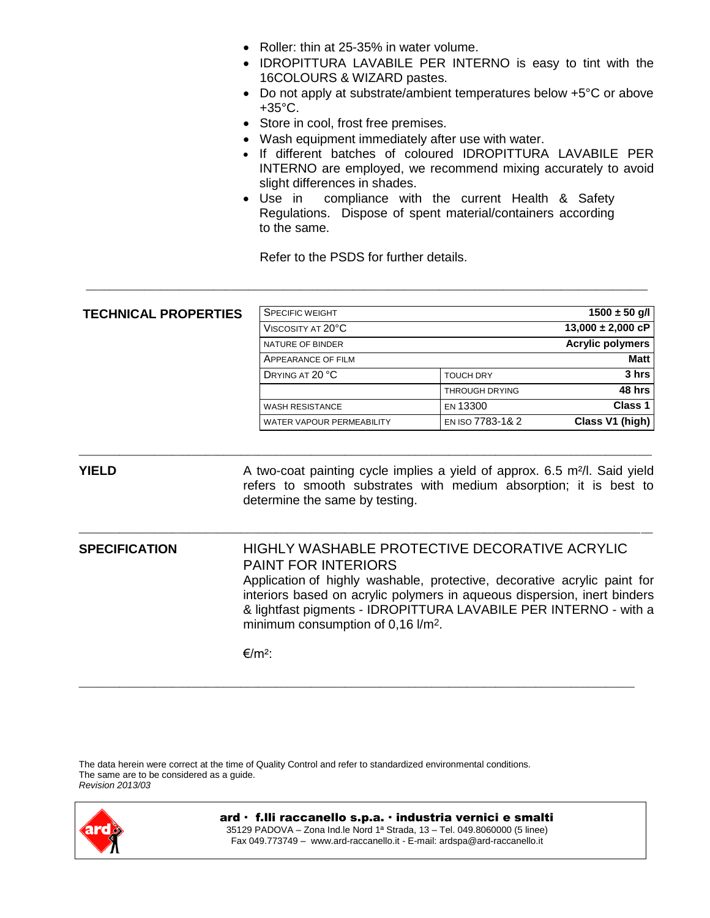- Roller: thin at 25-35% in water volume.
- IDROPITTURA LAVABILE PER INTERNO is easy to tint with the 16COLOURS & WIZARD pastes.
- Do not apply at substrate/ambient temperatures below +5°C or above +35°C.
- Store in cool, frost free premises.
- Wash equipment immediately after use with water.
- If different batches of coloured IDROPITTURA LAVABILE PER INTERNO are employed, we recommend mixing accurately to avoid slight differences in shades.
- Use in compliance with the current Health & Safety Regulations. Dispose of spent material/containers according to the same.

Refer to the PSDS for further details.

## TECHNICAL PROPERTIES

| | | |
|---|---|---|
| SPECIFIC WEIGHT | | **1500 ± 50 g/l** |
| VISCOSITY AT 20°C | | **13,000 ± 2,000 cP** |
| NATURE OF BINDER | | **Acrylic polymers** |
| APPEARANCE OF FILM | | **Matt** |
| DRYING AT 20 °C | TOUCH DRY | **3 hrs** |
| | THROUGH DRYING | **48 hrs** |
| WASH RESISTANCE | EN 13300 | **Class 1** |
| WATER VAPOUR PERMEABILITY | EN ISO 7783-1& 2 | **Class V1 (high)** |

## YIELD

A two-coat painting cycle implies a yield of approx. 6.5 m²/l. Said yield refers to smooth substrates with medium absorption; it is best to determine the same by testing.

## SPECIFICATION

HIGHLY WASHABLE PROTECTIVE DECORATIVE ACRYLIC PAINT FOR INTERIORS

Application of highly washable, protective, decorative acrylic paint for interiors based on acrylic polymers in aqueous dispersion, inert binders & lightfast pigments - IDROPITTURA LAVABILE PER INTERNO - with a minimum consumption of 0,16 l/m².

€/m²:

The data herein were correct at the time of Quality Control and refer to standardized environmental conditions.
The same are to be considered as a guide.
*Revision 2013/03*

**ard · f.lli raccanello s.p.a. · industria vernici e smalti**
35129 PADOVA – Zona Ind.le Nord 1ª Strada, 13 – Tel. 049.8060000 (5 linee)
Fax 049.773749 – www.ard-raccanello.it - E-mail: ardspa@ard-raccanello.it